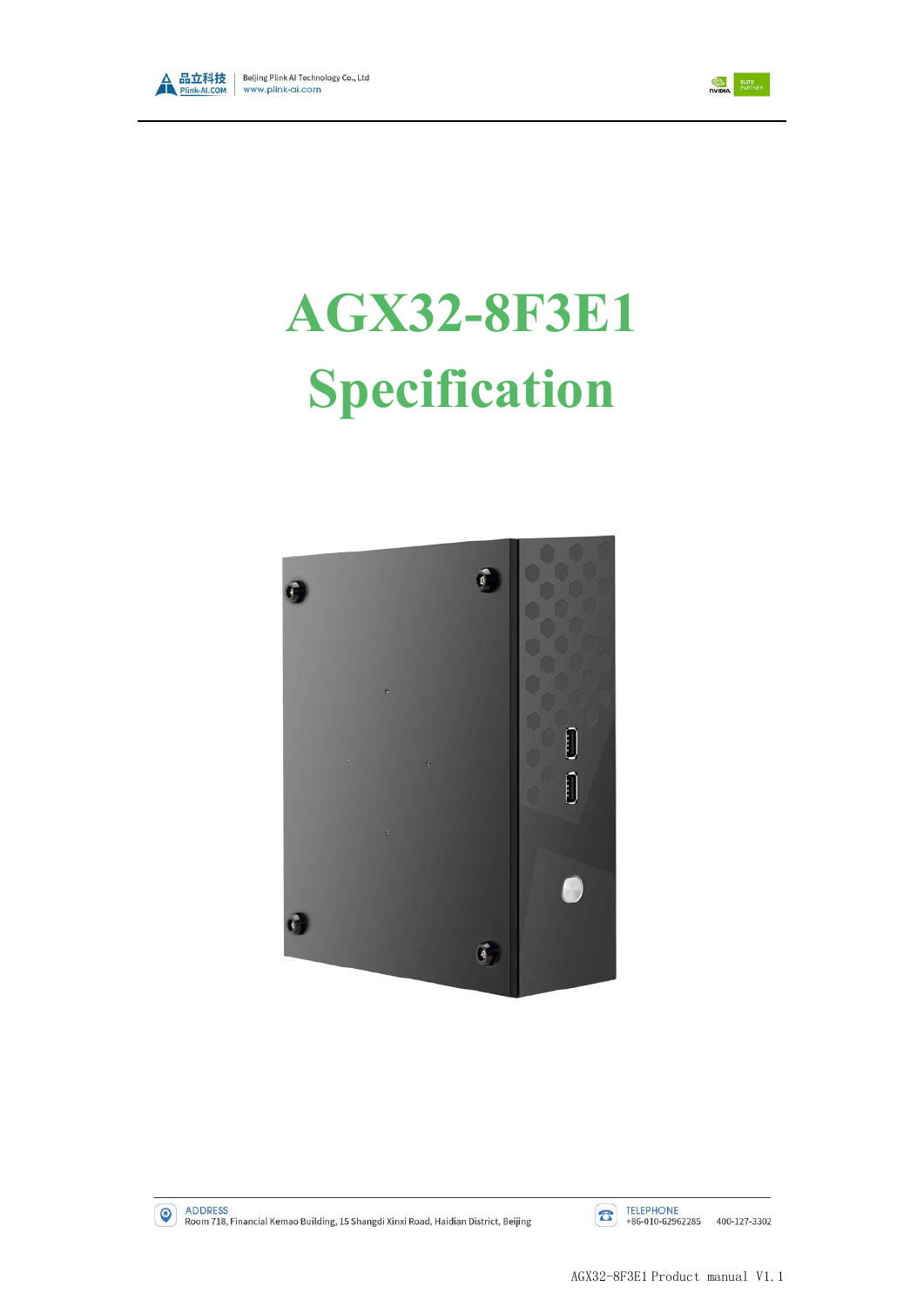# AGX32-8F3E1 Specification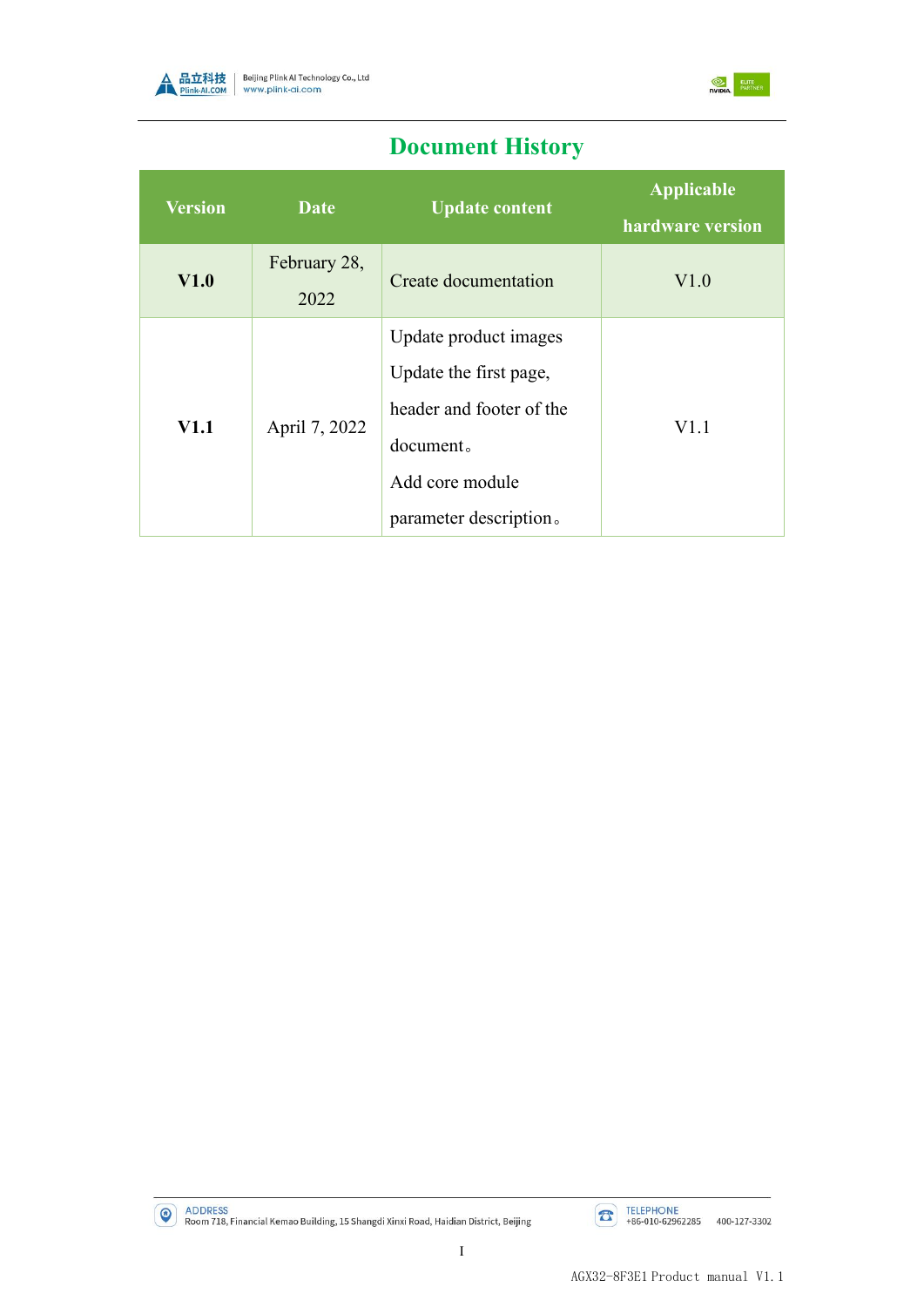# Document History

| Version | Date | Update content | Applicable hardware version |
|---|---|---|---|
| **V1.0** | February 28, 2022 | Create documentation | V1.0 |
| **V1.1** | April 7, 2022 | Update product images<br>Update the first page, header and footer of the document。<br>Add core module parameter description。 | V1.1 |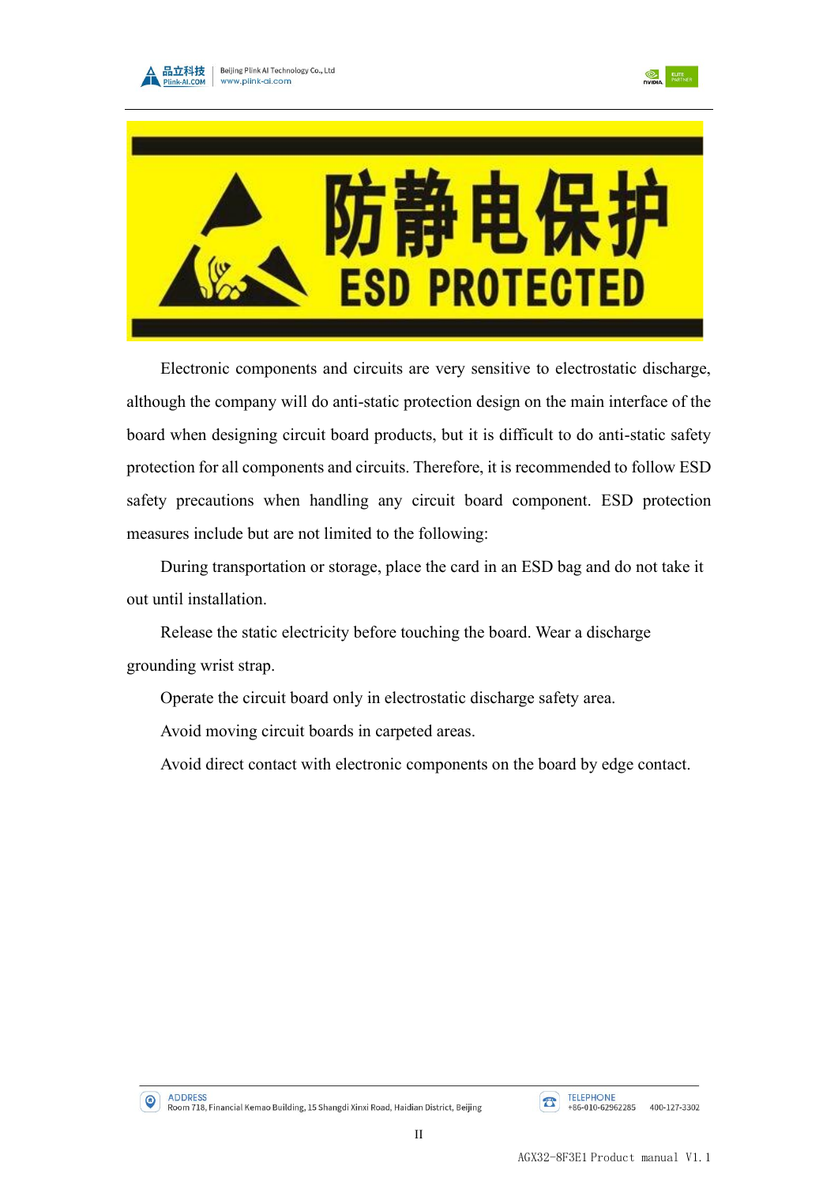防静电保护

ESD PROTECTED

Electronic components and circuits are very sensitive to electrostatic discharge, although the company will do anti-static protection design on the main interface of the board when designing circuit board products, but it is difficult to do anti-static safety protection for all components and circuits. Therefore, it is recommended to follow ESD safety precautions when handling any circuit board component. ESD protection measures include but are not limited to the following:

During transportation or storage, place the card in an ESD bag and do not take it out until installation.

Release the static electricity before touching the board. Wear a discharge grounding wrist strap.

Operate the circuit board only in electrostatic discharge safety area.

Avoid moving circuit boards in carpeted areas.

Avoid direct contact with electronic components on the board by edge contact.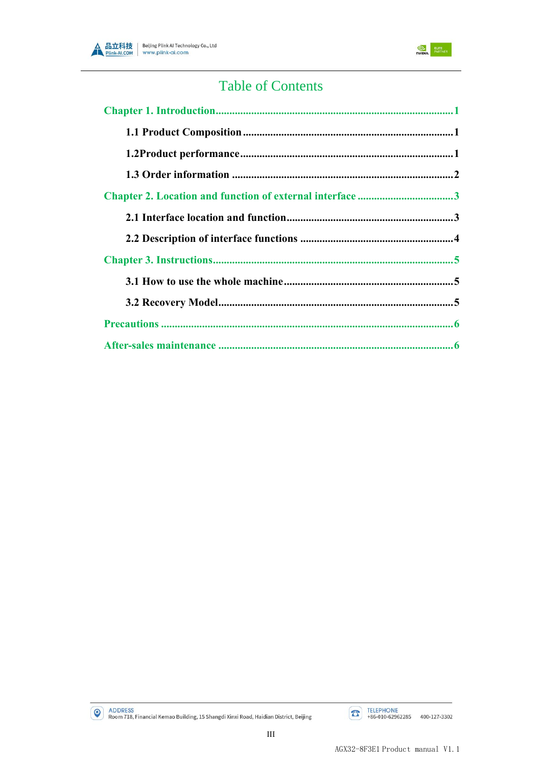# Table of Contents

**Chapter 1. Introduction......................................................................................1**

**1.1 Product Composition............................................................................1**

**1.2Product performance.............................................................................1**

**1.3 Order information ................................................................................2**

**Chapter 2. Location and function of external interface ...................................3**

**2.1 Interface location and function.............................................................3**

**2.2 Description of interface functions .......................................................4**

**Chapter 3. Instructions........................................................................................5**

**3.1 How to use the whole machine.............................................................5**

**3.2 Recovery Model.....................................................................................5**

**Precautions ..........................................................................................................6**

**After-sales maintenance .....................................................................................6**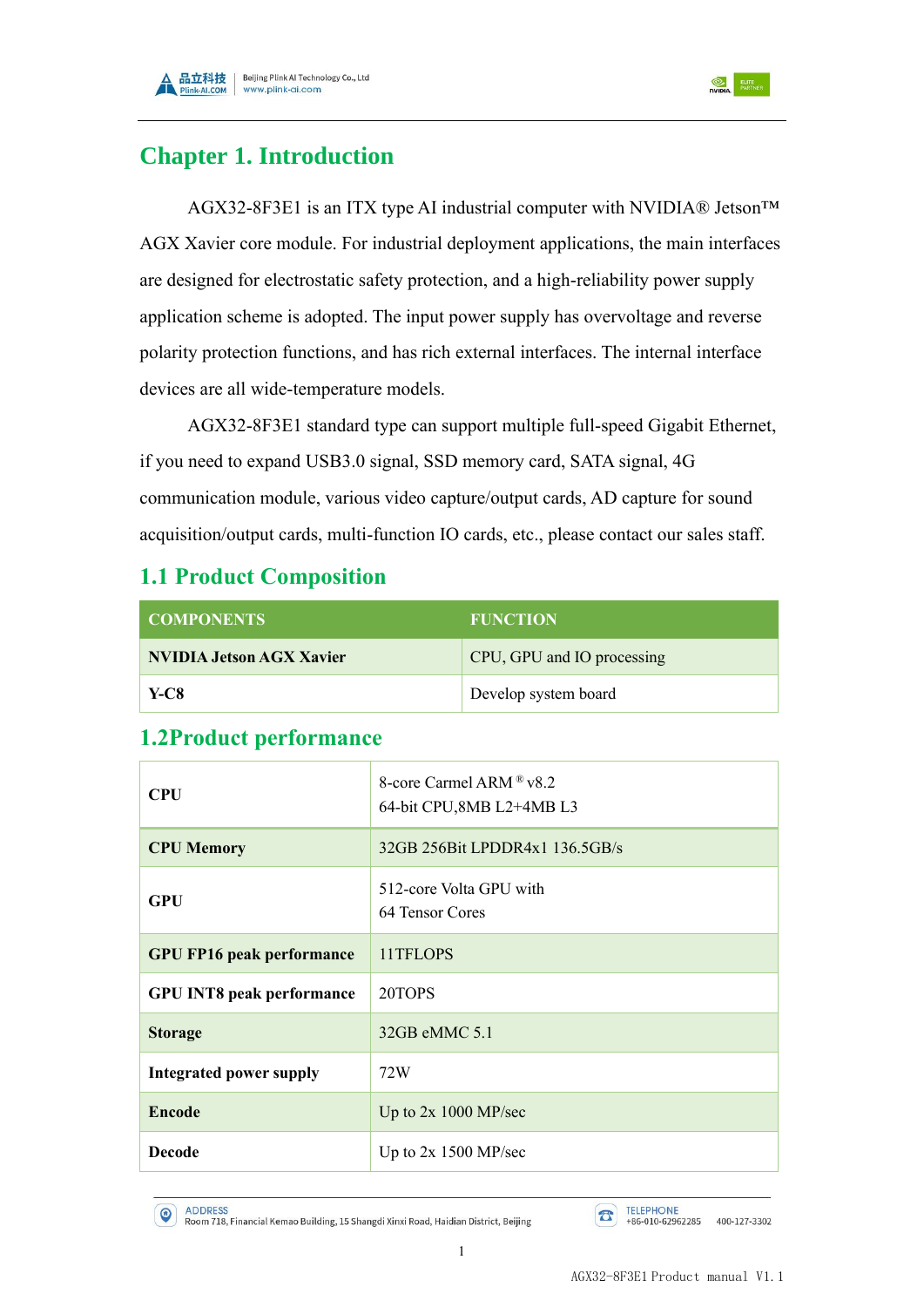# Chapter 1. Introduction

AGX32-8F3E1 is an ITX type AI industrial computer with NVIDIA® Jetson™ AGX Xavier core module. For industrial deployment applications, the main interfaces are designed for electrostatic safety protection, and a high-reliability power supply application scheme is adopted. The input power supply has overvoltage and reverse polarity protection functions, and has rich external interfaces. The internal interface devices are all wide-temperature models.

AGX32-8F3E1 standard type can support multiple full-speed Gigabit Ethernet, if you need to expand USB3.0 signal, SSD memory card, SATA signal, 4G communication module, various video capture/output cards, AD capture for sound acquisition/output cards, multi-function IO cards, etc., please contact our sales staff.

## 1.1 Product Composition

| COMPONENTS | FUNCTION |
|---|---|
| **NVIDIA Jetson AGX Xavier** | CPU, GPU and IO processing |
| **Y-C8** | Develop system board |

## 1.2Product performance

| | |
|---|---|
| **CPU** | 8-core Carmel ARM® v8.2<br>64-bit CPU,8MB L2+4MB L3 |
| **CPU Memory** | 32GB 256Bit LPDDR4x1 136.5GB/s |
| **GPU** | 512-core Volta GPU with<br>64 Tensor Cores |
| **GPU FP16 peak performance** | 11TFLOPS |
| **GPU INT8 peak performance** | 20TOPS |
| **Storage** | 32GB eMMC 5.1 |
| **Integrated power supply** | 72W |
| **Encode** | Up to 2x 1000 MP/sec |
| **Decode** | Up to 2x 1500 MP/sec |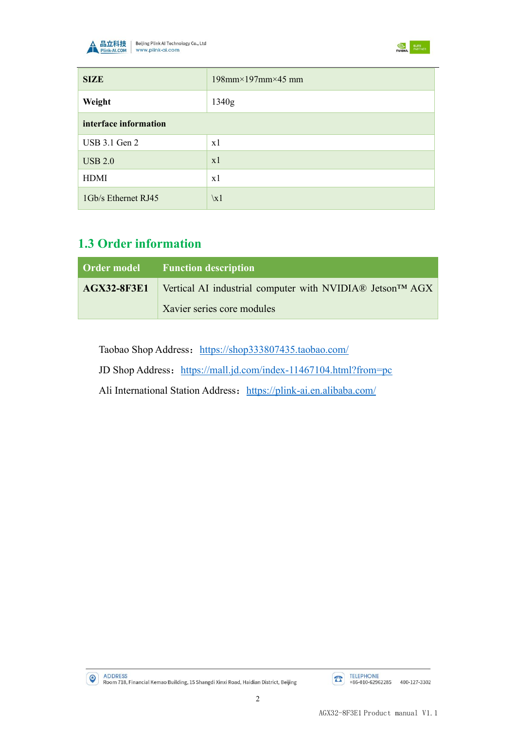| SIZE | 198mm×197mm×45 mm |
|---|---|
| **Weight** | 1340g |
| **interface information** | |
| USB 3.1 Gen 2 | x1 |
| USB 2.0 | x1 |
| HDMI | x1 |
| 1Gb/s Ethernet RJ45 | \x1 |

## 1.3 Order information

| Order model | Function description |
|---|---|
| **AGX32-8F3E1** | Vertical AI industrial computer with NVIDIA® Jetson™ AGX Xavier series core modules |

Taobao Shop Address：https://shop333807435.taobao.com/

JD Shop Address：https://mall.jd.com/index-11467104.html?from=pc

Ali International Station Address：https://plink-ai.en.alibaba.com/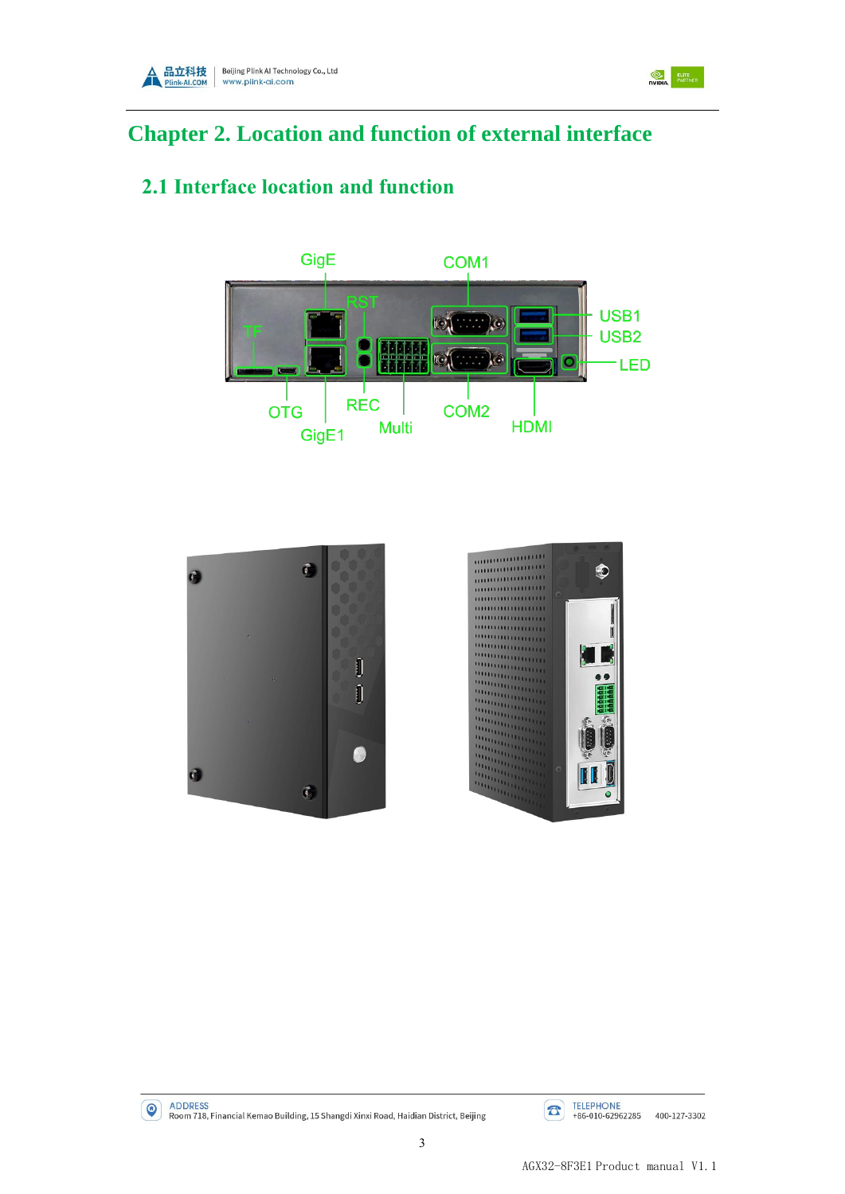# Chapter 2. Location and function of external interface

## 2.1 Interface location and function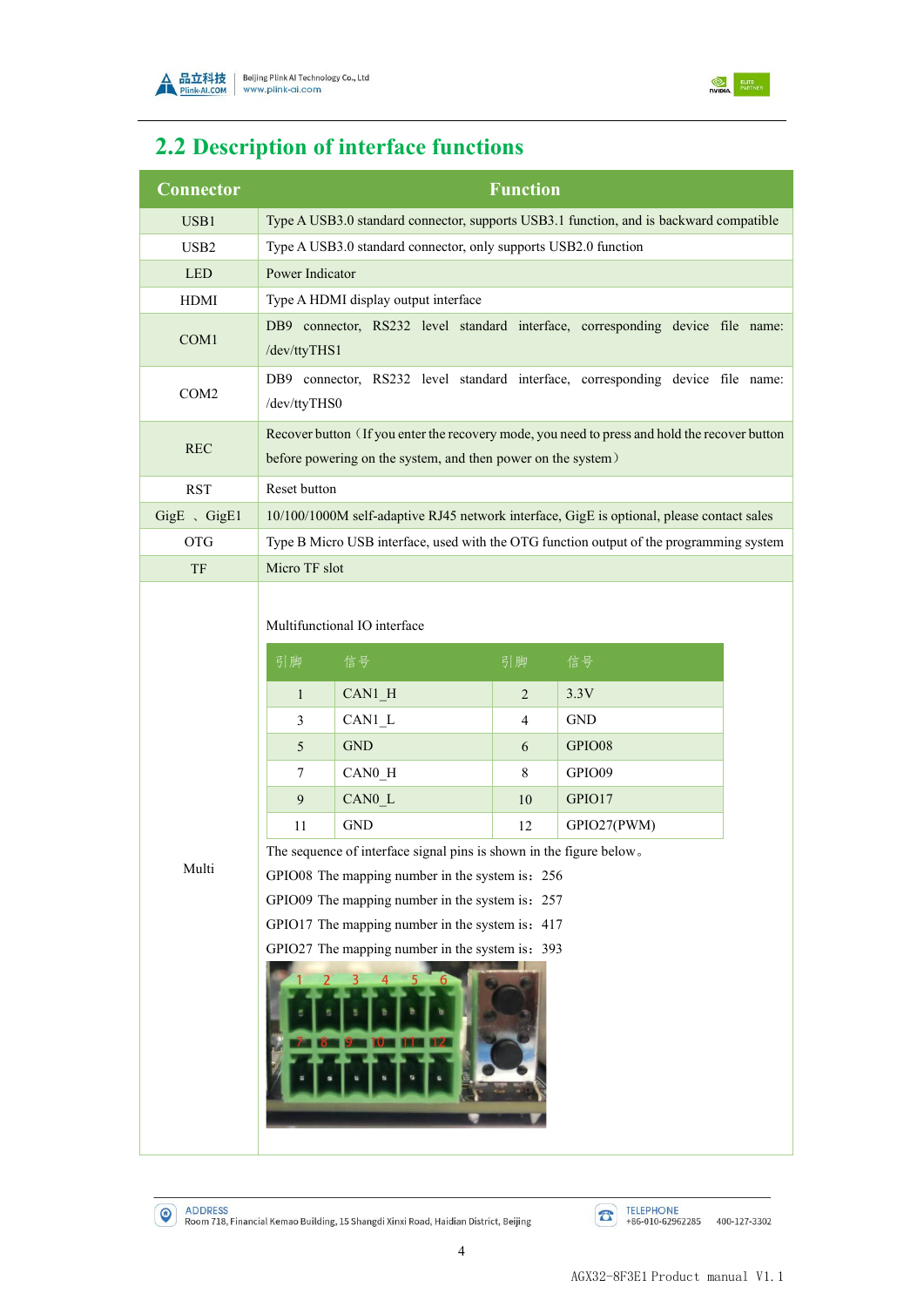## 2.2 Description of interface functions

| Connector | Function |
|---|---|
| USB1 | Type A USB3.0 standard connector, supports USB3.1 function, and is backward compatible |
| USB2 | Type A USB3.0 standard connector, only supports USB2.0 function |
| LED | Power Indicator |
| HDMI | Type A HDMI display output interface |
| COM1 | DB9 connector, RS232 level standard interface, corresponding device file name: /dev/ttyTHS1 |
| COM2 | DB9 connector, RS232 level standard interface, corresponding device file name: /dev/ttyTHS0 |
| REC | Recover button（If you enter the recovery mode, you need to press and hold the recover button before powering on the system, and then power on the system） |
| RST | Reset button |
| GigE 、GigE1 | 10/100/1000M self-adaptive RJ45 network interface, GigE is optional, please contact sales |
| OTG | Type B Micro USB interface, used with the OTG function output of the programming system |
| TF | Micro TF slot |
| Multi | Multifunctional IO interface (see below) |

Multi — Multifunctional IO interface

| 引脚 | 信号 | 引脚 | 信号 |
|---|---|---|---|
| 1 | CAN1_H | 2 | 3.3V |
| 3 | CAN1_L | 4 | GND |
| 5 | GND | 6 | GPIO08 |
| 7 | CAN0_H | 8 | GPIO09 |
| 9 | CAN0_L | 10 | GPIO17 |
| 11 | GND | 12 | GPIO27(PWM) |

The sequence of interface signal pins is shown in the figure below。

GPIO08 The mapping number in the system is：256

GPIO09 The mapping number in the system is：257

GPIO17 The mapping number in the system is：417

GPIO27 The mapping number in the system is：393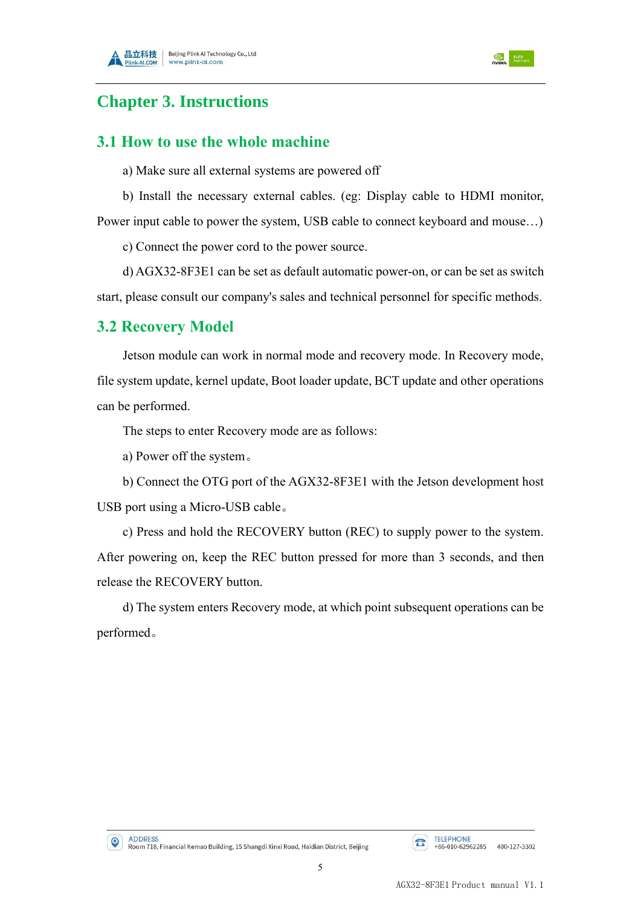# Chapter 3. Instructions

## 3.1 How to use the whole machine

a) Make sure all external systems are powered off

b) Install the necessary external cables. (eg: Display cable to HDMI monitor, Power input cable to power the system, USB cable to connect keyboard and mouse…)

c) Connect the power cord to the power source.

d) AGX32-8F3E1 can be set as default automatic power-on, or can be set as switch start, please consult our company's sales and technical personnel for specific methods.

## 3.2 Recovery Model

Jetson module can work in normal mode and recovery mode. In Recovery mode, file system update, kernel update, Boot loader update, BCT update and other operations can be performed.

The steps to enter Recovery mode are as follows:

a) Power off the system。

b) Connect the OTG port of the AGX32-8F3E1 with the Jetson development host USB port using a Micro-USB cable。

c) Press and hold the RECOVERY button (REC) to supply power to the system. After powering on, keep the REC button pressed for more than 3 seconds, and then release the RECOVERY button.

d) The system enters Recovery mode, at which point subsequent operations can be performed。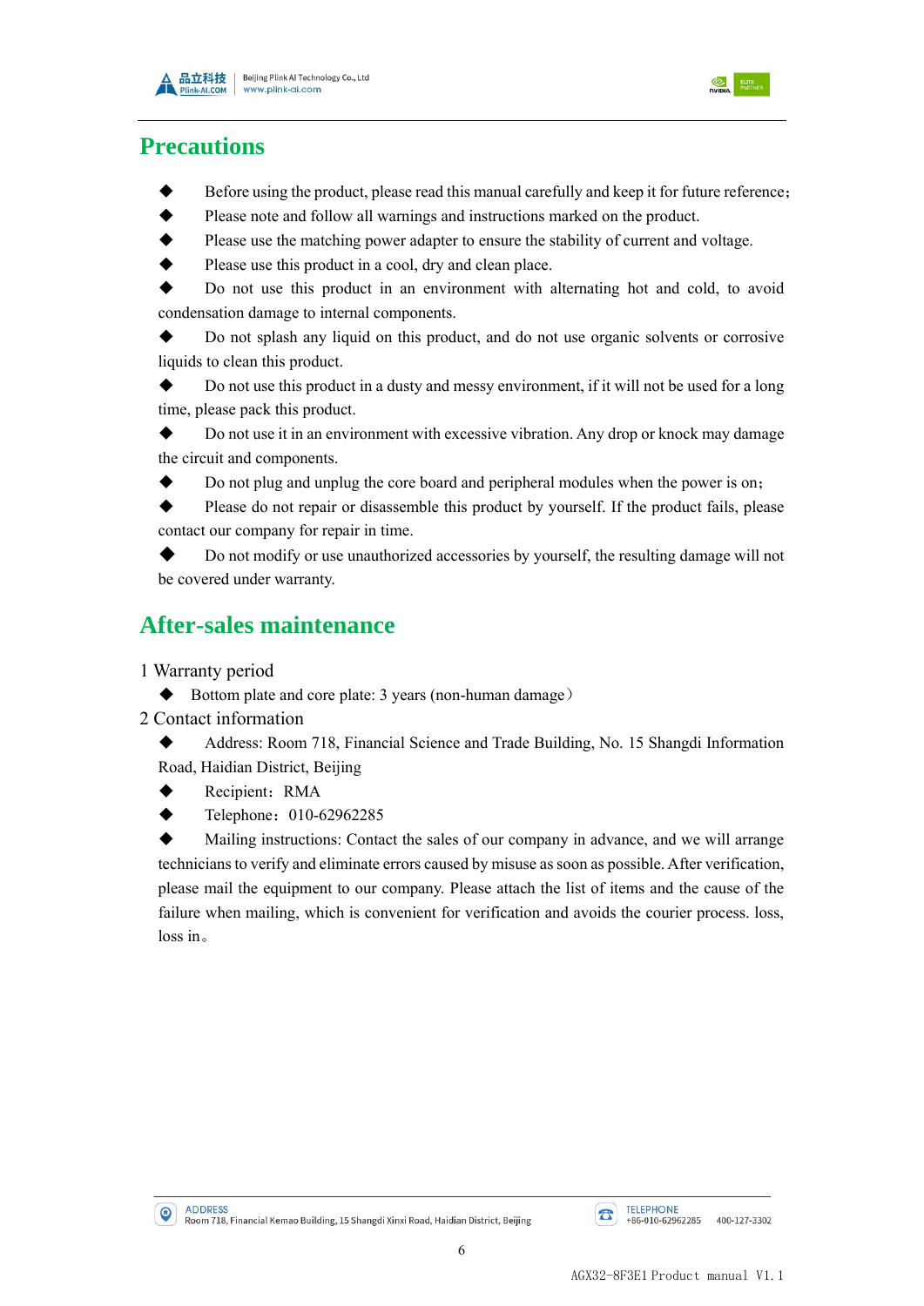## Precautions

- Before using the product, please read this manual carefully and keep it for future reference；
- Please note and follow all warnings and instructions marked on the product.
- Please use the matching power adapter to ensure the stability of current and voltage.
- Please use this product in a cool, dry and clean place.
- Do not use this product in an environment with alternating hot and cold, to avoid condensation damage to internal components.
- Do not splash any liquid on this product, and do not use organic solvents or corrosive liquids to clean this product.
- Do not use this product in a dusty and messy environment, if it will not be used for a long time, please pack this product.
- Do not use it in an environment with excessive vibration. Any drop or knock may damage the circuit and components.
- Do not plug and unplug the core board and peripheral modules when the power is on；
- Please do not repair or disassemble this product by yourself. If the product fails, please contact our company for repair in time.
- Do not modify or use unauthorized accessories by yourself, the resulting damage will not be covered under warranty.

## After-sales maintenance

1 Warranty period

- Bottom plate and core plate: 3 years (non-human damage）

2 Contact information

- Address: Room 718, Financial Science and Trade Building, No. 15 Shangdi Information Road, Haidian District, Beijing
- Recipient：RMA
- Telephone：010-62962285
- Mailing instructions: Contact the sales of our company in advance, and we will arrange technicians to verify and eliminate errors caused by misuse as soon as possible. After verification, please mail the equipment to our company. Please attach the list of items and the cause of the failure when mailing, which is convenient for verification and avoids the courier process. loss, loss in。